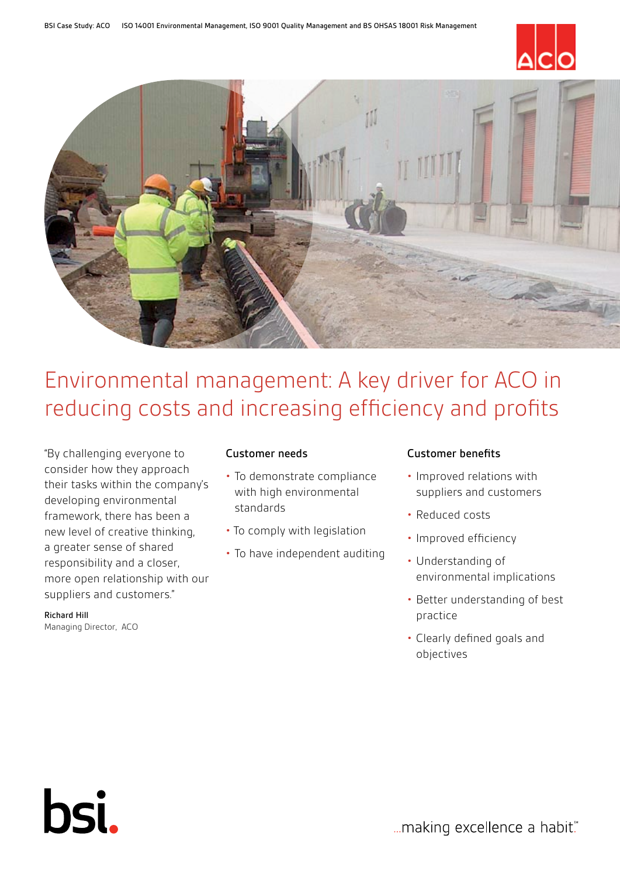BSI Case Study: ACO ISO 14001 Environmental Management, ISO 9001 Quality Management and BS OHSAS 18001 Risk Management

# Environmental management: A key driver for ACO in reducing costs and increasing efficiency and profits

"By challenging everyone to consider how they approach their tasks within the company's developing environmental framework, there has been a new level of creative thinking, a greater sense of shared responsibility and a closer, more open relationship with our suppliers and customers."

**Richard Hill**
Managing Director, ACO

### Customer needs

- To demonstrate compliance with high environmental standards
- To comply with legislation
- To have independent auditing

### Customer benefits

- Improved relations with suppliers and customers
- Reduced costs
- Improved efficiency
- Understanding of environmental implications
- Better understanding of best practice
- Clearly defined goals and objectives

bsi.

...making excellence a habit.™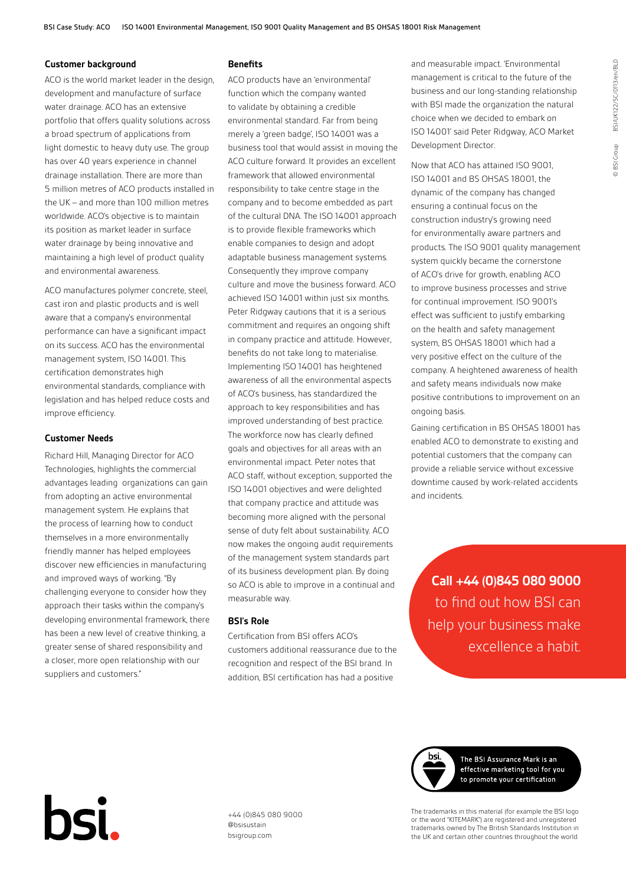## Customer background

ACO is the world market leader in the design, development and manufacture of surface water drainage. ACO has an extensive portfolio that offers quality solutions across a broad spectrum of applications from light domestic to heavy duty use. The group has over 40 years experience in channel drainage installation. There are more than 5 million metres of ACO products installed in the UK – and more than 100 million metres worldwide. ACO's objective is to maintain its position as market leader in surface water drainage by being innovative and maintaining a high level of product quality and environmental awareness.

ACO manufactures polymer concrete, steel, cast iron and plastic products and is well aware that a company's environmental performance can have a significant impact on its success. ACO has the environmental management system, ISO 14001. This certification demonstrates high environmental standards, compliance with legislation and has helped reduce costs and improve efficiency.

## Customer Needs

Richard Hill, Managing Director for ACO Technologies, highlights the commercial advantages leading organizations can gain from adopting an active environmental management system. He explains that the process of learning how to conduct themselves in a more environmentally friendly manner has helped employees discover new efficiencies in manufacturing and improved ways of working. "By challenging everyone to consider how they approach their tasks within the company's developing environmental framework, there has been a new level of creative thinking, a greater sense of shared responsibility and a closer, more open relationship with our suppliers and customers."

## Benefits

ACO products have an 'environmental' function which the company wanted to validate by obtaining a credible environmental standard. Far from being merely a 'green badge', ISO 14001 was a business tool that would assist in moving the ACO culture forward. It provides an excellent framework that allowed environmental responsibility to take centre stage in the company and to become embedded as part of the cultural DNA. The ISO 14001 approach is to provide flexible frameworks which enable companies to design and adopt adaptable business management systems. Consequently they improve company culture and move the business forward. ACO achieved ISO 14001 within just six months. Peter Ridgway cautions that it is a serious commitment and requires an ongoing shift in company practice and attitude. However, benefits do not take long to materialise. Implementing ISO 14001 has heightened awareness of all the environmental aspects of ACO's business, has standardized the approach to key responsibilities and has improved understanding of best practice. The workforce now has clearly defined goals and objectives for all areas with an environmental impact. Peter notes that ACO staff, without exception, supported the ISO 14001 objectives and were delighted that company practice and attitude was becoming more aligned with the personal sense of duty felt about sustainability. ACO now makes the ongoing audit requirements of the management system standards part of its business development plan. By doing so ACO is able to improve in a continual and measurable way.

## BSI's Role

Certification from BSI offers ACO's customers additional reassurance due to the recognition and respect of the BSI brand. In addition, BSI certification has had a positive and measurable impact. 'Environmental management is critical to the future of the business and our long-standing relationship with BSI made the organization the natural choice when we decided to embark on ISO 14001' said Peter Ridgway, ACO Market Development Director.

Now that ACO has attained ISO 9001, ISO 14001 and BS OHSAS 18001, the dynamic of the company has changed ensuring a continual focus on the construction industry's growing need for environmentally aware partners and products. The ISO 9001 quality management system quickly became the cornerstone of ACO's drive for growth, enabling ACO to improve business processes and strive for continual improvement. ISO 9001's effect was sufficient to justify embarking on the health and safety management system, BS OHSAS 18001 which had a very positive effect on the culture of the company. A heightened awareness of health and safety means individuals now make positive contributions to improvement on an ongoing basis.

Gaining certification in BS OHSAS 18001 has enabled ACO to demonstrate to existing and potential customers that the company can provide a reliable service without excessive downtime caused by work-related accidents and incidents.

**Call +44 (0)845 080 9000** to find out how BSI can help your business make excellence a habit.

The BSI Assurance Mark is an effective marketing tool for you to promote your certification

+44 (0)845 080 9000
@bsisustain
bsigroup.com

The trademarks in this material (for example the BSI logo or the word "KITEMARK") are registered and unregistered trademarks owned by The British Standards Institution in the UK and certain other countries throughout the world.

© BSI Group BSI/UK122/SC/0113/en/BLD